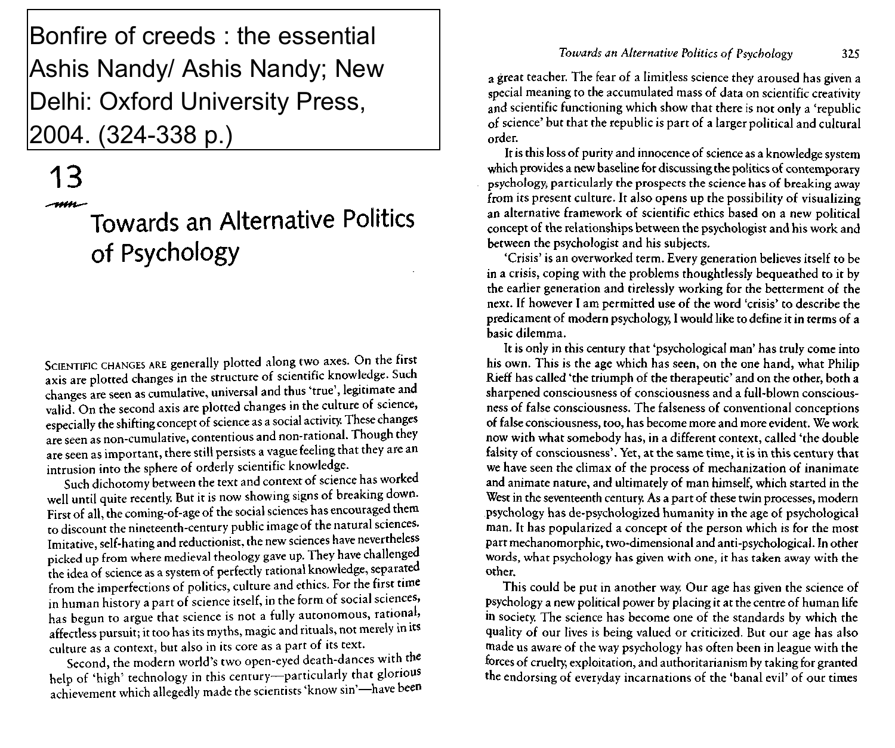Bonfire of creeds : the essential Ashis Nandy/ Ashis Nandy; New Delhi: Oxford University Press, 2004. (324-338 p.)

# 13

## Towards an Alternative Politics of Psychology

SCIENTIFIC CHANGES ARE generally plotted along two axes. On the first axis are plotted changes in the structure of scientific knowledge. Such changes are seen as cumulative, universal and thus 'true', legitimate and valid. On the second axis are plotted changes in the culture of science, especially the shifting concept of science as a social activity. These changes are seen as non-cumulative, contentious and non-rational. Though they are seen as important, there still persists a vague feeling that they are an intrusion into the sphere of orderly scientific knowledge.

Such dichotomy between the text and context of science has worked well until quite recently. But it is now showing signs of breaking down. First of all, the coming-of-age of the social sciences has encouraged them to discount the nineteenth-century public image of the natural sciences. Imitative, self-hating and reductionist, the new sciences have nevertheless picked up from where medieval theology gave up. They have challenged the idea of science as a system of perfectly rational knowledge, separated from the imperfections of politics, culture and ethics. For the first time in human history a part of science itself, in the form of social sciences, has begun to argue that science is not a fully autonomous, rational, affectless pursuit; it too has its myths, magic and rituals, not merely in its culture as a context, but also in its core as a part of its text.

Second, the modern world's two open-eyed death-dances with the help of 'high' technology in this century—particularly that glorious achievement which allegedly made the scientists 'know sin'—have been a great teacher. The fear of a limitless science they aroused has given a special meaning to the accumulated mass of data on scientific creativity and scientific functioning which show that there is not only a 'republic of science' but that the republic is part of a larger political and cultural order.

It is this loss of purity and innocence of science as a knowledge system which provides a new baseline for discussing the politics of contemporary psychology, particularly the prospects the science has of breaking away from its present culture. It also opens up the possibility of visualizing an alternative framework of scientific ethics based on a new political concept of the relationships between the psychologist and his work and between the psychologist and his subjects.

'Crisis' is an overworked term. Every generation believes itself to be in a crisis, coping with the problems thoughtlessly bequeathed to it by the earlier generation and tirelessly working for the betterment of the next. If however I am permitted use of the word 'crisis' to describe the predicament of modern psychology, I would like to define it in terms of a basic dilemma.

It is only in this century that 'psychological man' has truly come into his own. This is the age which has seen, on the one hand, what Philip Rieff has called 'the triumph of the therapeutic' and on the other, both a sharpened consciousness of consciousness and a full-blown consciousness of false consciousness. The falseness of conventional conceptions of false consciousness, too, has become more and more evident. We work now with what somebody has, in a different context, called 'the double falsity of consciousness'. Yet, at the same time, it is in this century that we have seen the climax of the process of mechanization of inanimate and animate nature, and ultimately of man himself, which started in the West in the seventeenth century. As a part of these twin processes, modern psychology has de-psychologized humanity in the age of psychological man. It has popularized a concept of the person which is for the most part mechanomorphic, two-dimensional and anti-psychological. In other words, what psychology has given with one, it has taken away with the other.

This could be put in another way. Our age has given the science of psychology a new political power by placing it at the centre of human life in society. The science has become one of the standards by which the quality of our lives is being valued or criticized. But our age has also made us aware of the way psychology has often been in league with the forces of cruelty, exploitation, and authoritarianism by taking for granted the endorsing of everyday incarnations of the 'banal evil' of our times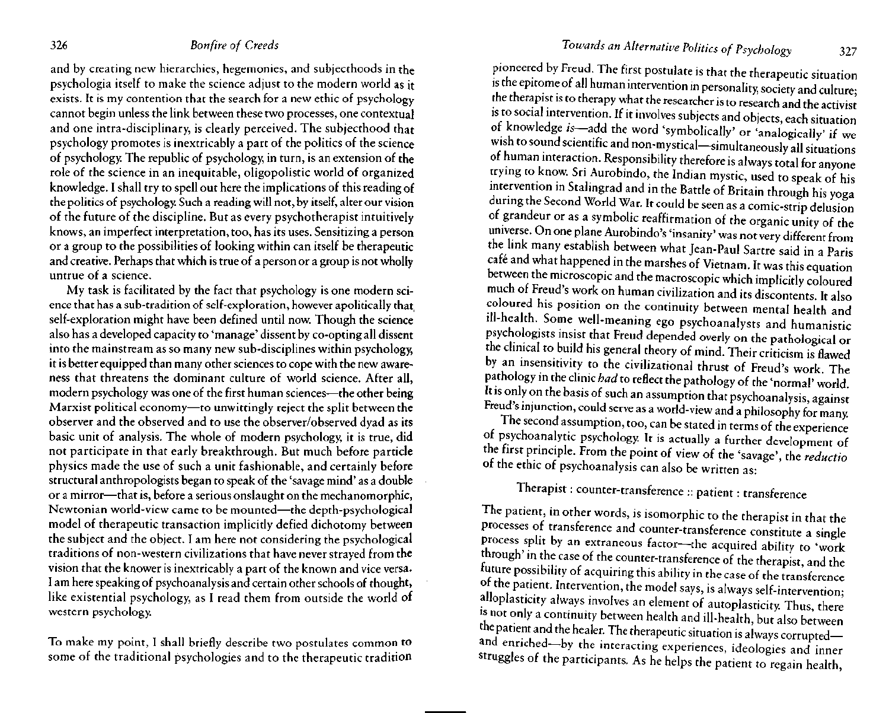and by creating new hierarchies, hegemonies, and subjecthoods in the psychologia itself to make the science adjust to the modern world as it exists. It is my contention that the search for a new ethic of psychology cannot begin unless the link between these two processes, one contextual and one intra-disciplinary, is clearly perceived. The subjecthood that psychology promotes is inextricably a part of the politics of the science of psychology. The republic of psychology, in turn, is an extension of the role of the science in an inequitable, oligopolistic world of organized knowledge. I shall try to spell out here the implications of this reading of the politics of psychology. Such a reading will not, by itself, alter our vision of the future of the discipline. But as every psychotherapist intuitively knows, an imperfect interpretation, too, has its uses. Sensitizing a person or a group to the possibilities of looking within can itself be therapeutic and creative. Perhaps that which is true of a person or a group is not wholly untrue of a science.

My task is facilitated by the fact that psychology is one modern science that has a sub-tradition of self-exploration, however apolitically that self-exploration might have been defined until now. Though the science also has a developed capacity to 'manage' dissent by co-opting all dissent into the mainstream as so many new sub-disciplines within psychology, it is better equipped than many other sciences to cope with the new awareness that threatens the dominant culture of world science. After all, modern psychology was one of the first human sciences—the other being Marxist political economy—to unwittingly reject the split between the observer and the observed and to use the observer/observed dyad as its basic unit of analysis. The whole of modern psychology, it is true, did not participate in that early breakthrough. But much before particle physics made the use of such a unit fashionable, and certainly before structural anthropologists began to speak of the 'savage mind' as a double or a mirror—that is, before a serious onslaught on the mechanomorphic, Newtonian world-view came to be mounted—the depth-psychological model of therapeutic transaction implicitly defied dichotomy between the subject and the object. I am here not considering the psychological traditions of non-western civilizations that have never strayed from the vision that the knower is inextricably a part of the known and vice versa. I am here speaking of psychoanalysis and certain other schools of thought, like existential psychology, as I read them from outside the world of western psychology.

To make my point, I shall briefly describe two postulates common to some of the traditional psychologies and to the therapeutic tradition pioneered by Freud. The first postulate is that the therapeutic situation is the epitome of all human intervention in personality, society and culture; the therapist is to therapy what the researcher is to research and the activist is to social intervention. If it involves subjects and objects, each situation of knowledge *is*—add the word 'symbolically' or 'analogically' if we wish to sound scientific and non-mystical—simultaneously all situations of human interaction. Responsibility therefore is always total for anyone trying to know. Sri Aurobindo, the Indian mystic, used to speak of his intervention in Stalingrad and in the Battle of Britain through his yoga during the Second World War. It could be seen as a comic-strip delusion of grandeur or as a symbolic reaffirmation of the organic unity of the universe. On one plane Aurobindo's 'insanity' was not very different from the link many establish between what Jean-Paul Sartre said in a Paris café and what happened in the marshes of Vietnam. It was this equation between the microscopic and the macroscopic which implicitly coloured much of Freud's work on human civilization and its discontents. It also coloured his position on the continuity between mental health and ill-health. Some well-meaning ego psychoanalysts and humanistic psychologists insist that Freud depended overly on the pathological or the clinical to build his general theory of mind. Their criticism is flawed by an insensitivity to the civilizational thrust of Freud's work. The pathology in the clinic *had* to reflect the pathology of the 'normal' world. It is only on the basis of such an assumption that psychoanalysis, against Freud's injunction, could serve as a world-view and a philosophy for many.

The second assumption, too, can be stated in terms of the experience of psychoanalytic psychology. It is actually a further development of the first principle. From the point of view of the 'savage', the *reductio* of the ethic of psychoanalysis can also be written as:

Therapist : counter-transference :: patient : transference

The patient, in other words, is isomorphic to the therapist in that the processes of transference and counter-transference constitute a single process split by an extraneous factor—the acquired ability to 'work through' in the case of the counter-transference of the therapist, and the future possibility of acquiring this ability in the case of the transference of the patient. Intervention, the model says, is always self-intervention; alloplasticity always involves an element of autoplasticity. Thus, there is not only a continuity between health and ill-health, but also between the patient and the healer. The therapeutic situation is always corrupted—and enriched—by the interacting experiences, ideologies and inner struggles of the participants. As he helps the patient to regain health,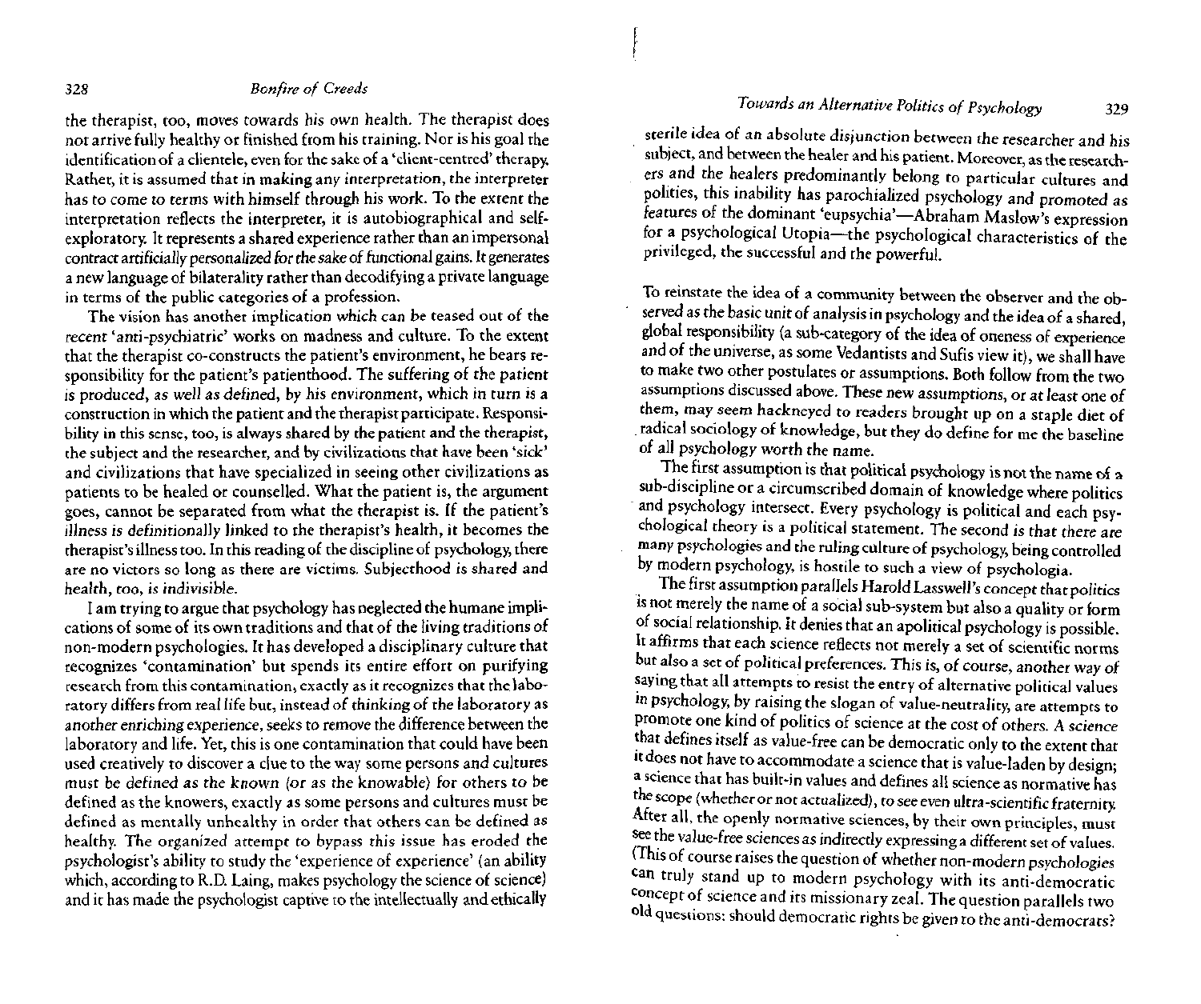the therapist, too, moves towards his own health. The therapist does not arrive fully healthy or finished from his training. Nor is his goal the identification of a clientele, even for the sake of a 'client-centred' therapy. Rather, it is assumed that in making any interpretation, the interpreter has to come to terms with himself through his work. To the extent the interpretation reflects the interpreter, it is autobiographical and self-exploratory. It represents a shared experience rather than an impersonal contract artificially personalized for the sake of functional gains. It generates a new language of bilaterality rather than decodifying a private language in terms of the public categories of a profession.

The vision has another implication which can be teased out of the recent 'anti-psychiatric' works on madness and culture. To the extent that the therapist co-constructs the patient's environment, he bears responsibility for the patient's patienthood. The suffering of the patient is produced, as well as defined, by his environment, which in turn is a construction in which the patient and the therapist participate. Responsibility in this sense, too, is always shared by the patient and the therapist, the subject and the researcher, and by civilizations that have been 'sick' and civilizations that have specialized in seeing other civilizations as patients to be healed or counselled. What the patient is, the argument goes, cannot be separated from what the therapist is. If the patient's illness is definitionally linked to the therapist's health, it becomes the therapist's illness too. In this reading of the discipline of psychology, there are no victors so long as there are victims. Subjecthood is shared and health, too, is indivisible.

I am trying to argue that psychology has neglected the humane implications of some of its own traditions and that of the living traditions of non-modern psychologies. It has developed a disciplinary culture that recognizes 'contamination' but spends its entire effort on purifying research from this contamination, exactly as it recognizes that the laboratory differs from real life but, instead of thinking of the laboratory as another enriching experience, seeks to remove the difference between the laboratory and life. Yet, this is one contamination that could have been used creatively to discover a clue to the way some persons and cultures must be defined as the known (or as the knowable) for others to be defined as the knowers, exactly as some persons and cultures must be defined as mentally unhealthy in order that others can be defined as healthy. The organized attempt to bypass this issue has eroded the psychologist's ability to study the 'experience of experience' (an ability which, according to R.D. Laing, makes psychology the science of science) and it has made the psychologist captive to the intellectually and ethically sterile idea of an absolute disjunction between the researcher and his subject, and between the healer and his patient. Moreover, as the researchers and the healers predominantly belong to particular cultures and polities, this inability has parochialized psychology and promoted as features of the dominant 'eupsychia'—Abraham Maslow's expression for a psychological Utopia—the psychological characteristics of the privileged, the successful and the powerful.

To reinstate the idea of a community between the observer and the observed as the basic unit of analysis in psychology and the idea of a shared, global responsibility (a sub-category of the idea of oneness of experience and of the universe, as some Vedantists and Sufis view it), we shall have to make two other postulates or assumptions. Both follow from the two assumptions discussed above. These new assumptions, or at least one of them, may seem hackneyed to readers brought up on a staple diet of radical sociology of knowledge, but they do define for me the baseline of all psychology worth the name.

The first assumption is that political psychology is not the name of a sub-discipline or a circumscribed domain of knowledge where politics and psychology intersect. Every psychology is political and each psychological theory is a political statement. The second is that there are many psychologies and the ruling culture of psychology, being controlled by modern psychology, is hostile to such a view of psychologia.

The first assumption parallels Harold Lasswell's concept that politics is not merely the name of a social sub-system but also a quality or form of social relationship. It denies that an apolitical psychology is possible. It affirms that each science reflects not merely a set of scientific norms but also a set of political preferences. This is, of course, another way of saying that all attempts to resist the entry of alternative political values in psychology, by raising the slogan of value-neutrality, are attempts to promote one kind of politics of science at the cost of others. A science that defines itself as value-free can be democratic only to the extent that it does not have to accommodate a science that is value-laden by design; a science that has built-in values and defines all science as normative has the scope (whether or not actualized), to see even ultra-scientific fraternity. After all, the openly normative sciences, by their own principles, must see the value-free sciences as indirectly expressing a different set of values. (This of course raises the question of whether non-modern psychologies can truly stand up to modern psychology with its anti-democratic concept of science and its missionary zeal. The question parallels two old questions: should democratic rights be given to the anti-democrats?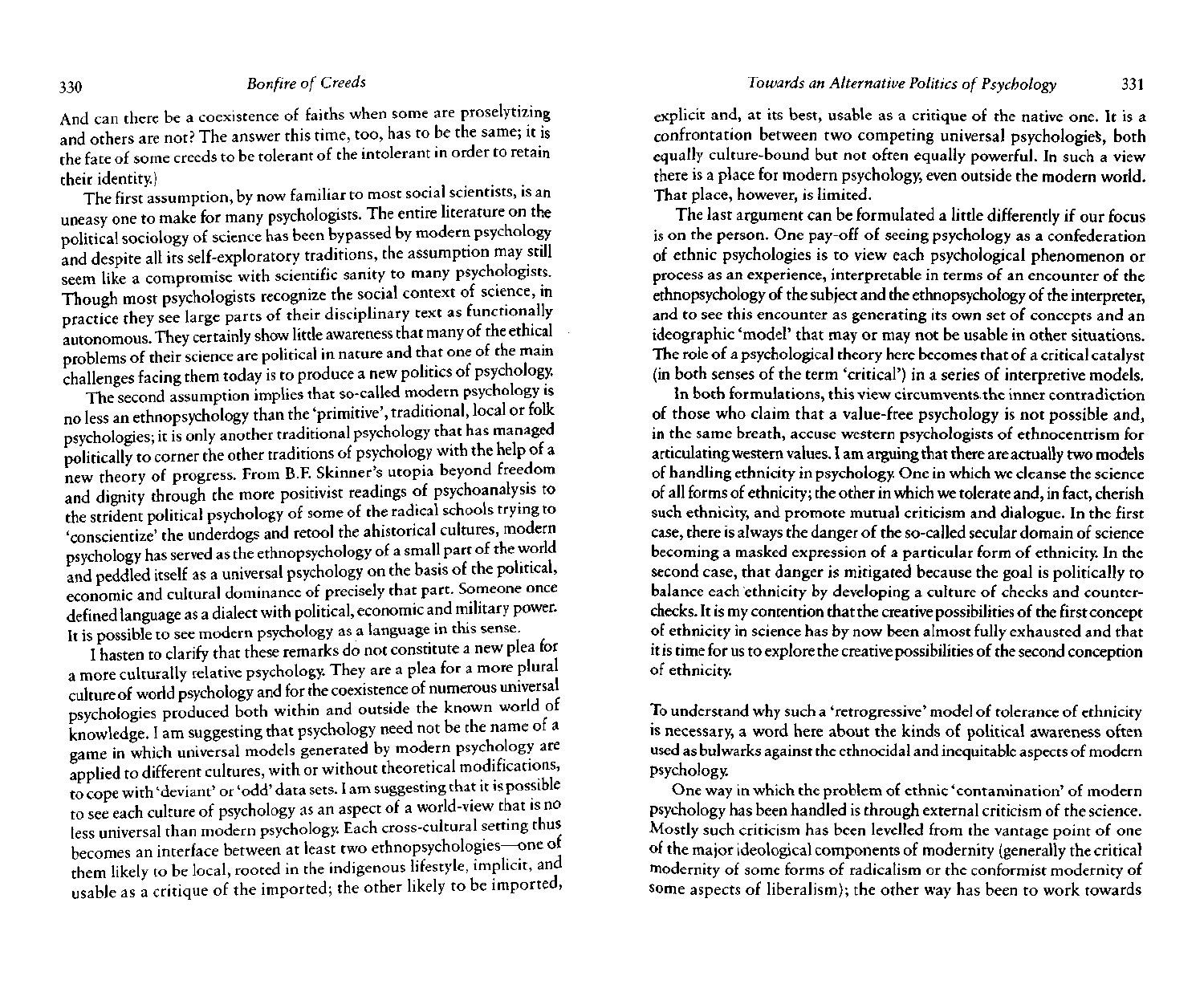And can there be a coexistence of faiths when some are proselytizing and others are not? The answer this time, too, has to be the same; it is the fate of some creeds to be tolerant of the intolerant in order to retain their identity.)

The first assumption, by now familiar to most social scientists, is an uneasy one to make for many psychologists. The entire literature on the political sociology of science has been bypassed by modern psychology and despite all its self-exploratory traditions, the assumption may still seem like a compromise with scientific sanity to many psychologists. Though most psychologists recognize the social context of science, in practice they see large parts of their disciplinary text as functionally autonomous. They certainly show little awareness that many of the ethical problems of their science are political in nature and that one of the main challenges facing them today is to produce a new politics of psychology.

The second assumption implies that so-called modern psychology is no less an ethnopsychology than the 'primitive', traditional, local or folk psychologies; it is only another traditional psychology that has managed politically to corner the other traditions of psychology with the help of a new theory of progress. From B.F. Skinner's utopia beyond freedom and dignity through the more positivist readings of psychoanalysis to the strident political psychology of some of the radical schools trying to 'conscientize' the underdogs and retool the ahistorical cultures, modern psychology has served as the ethnopsychology of a small part of the world and peddled itself as a universal psychology on the basis of the political, economic and cultural dominance of precisely that part. Someone once defined language as a dialect with political, economic and military power. It is possible to see modern psychology as a language in this sense.

I hasten to clarify that these remarks do not constitute a new plea for a more culturally relative psychology. They are a plea for a more plural culture of world psychology and for the coexistence of numerous universal psychologies produced both within and outside the known world of knowledge. I am suggesting that psychology need not be the name of a game in which universal models generated by modern psychology are applied to different cultures, with or without theoretical modifications, to cope with 'deviant' or 'odd' data sets. I am suggesting that it is possible to see each culture of psychology as an aspect of a world-view that is no less universal than modern psychology. Each cross-cultural setting thus becomes an interface between at least two ethnopsychologies—one of them likely to be local, rooted in the indigenous lifestyle, implicit, and usable as a critique of the imported; the other likely to be imported, explicit and, at its best, usable as a critique of the native one. It is a confrontation between two competing universal psychologies, both equally culture-bound but not often equally powerful. In such a view there is a place for modern psychology, even outside the modern world. That place, however, is limited.

The last argument can be formulated a little differently if our focus is on the person. One pay-off of seeing psychology as a confederation of ethnic psychologies is to view each psychological phenomenon or process as an experience, interpretable in terms of an encounter of the ethnopsychology of the subject and the ethnopsychology of the interpreter, and to see this encounter as generating its own set of concepts and an ideographic 'model' that may or may not be usable in other situations. The role of a psychological theory here becomes that of a critical catalyst (in both senses of the term 'critical') in a series of interpretive models.

In both formulations, this view circumvents the inner contradiction of those who claim that a value-free psychology is not possible and, in the same breath, accuse western psychologists of ethnocentrism for articulating western values. I am arguing that there are actually two models of handling ethnicity in psychology. One in which we cleanse the science of all forms of ethnicity; the other in which we tolerate and, in fact, cherish such ethnicity, and promote mutual criticism and dialogue. In the first case, there is always the danger of the so-called secular domain of science becoming a masked expression of a particular form of ethnicity. In the second case, that danger is mitigated because the goal is politically to balance each ethnicity by developing a culture of checks and counter-checks. It is my contention that the creative possibilities of the first concept of ethnicity in science has by now been almost fully exhausted and that it is time for us to explore the creative possibilities of the second conception of ethnicity.

To understand why such a 'retrogressive' model of tolerance of ethnicity is necessary, a word here about the kinds of political awareness often used as bulwarks against the ethnocidal and inequitable aspects of modern psychology.

One way in which the problem of ethnic 'contamination' of modern psychology has been handled is through external criticism of the science. Mostly such criticism has been levelled from the vantage point of one of the major ideological components of modernity (generally the critical modernity of some forms of radicalism or the conformist modernity of some aspects of liberalism); the other way has been to work towards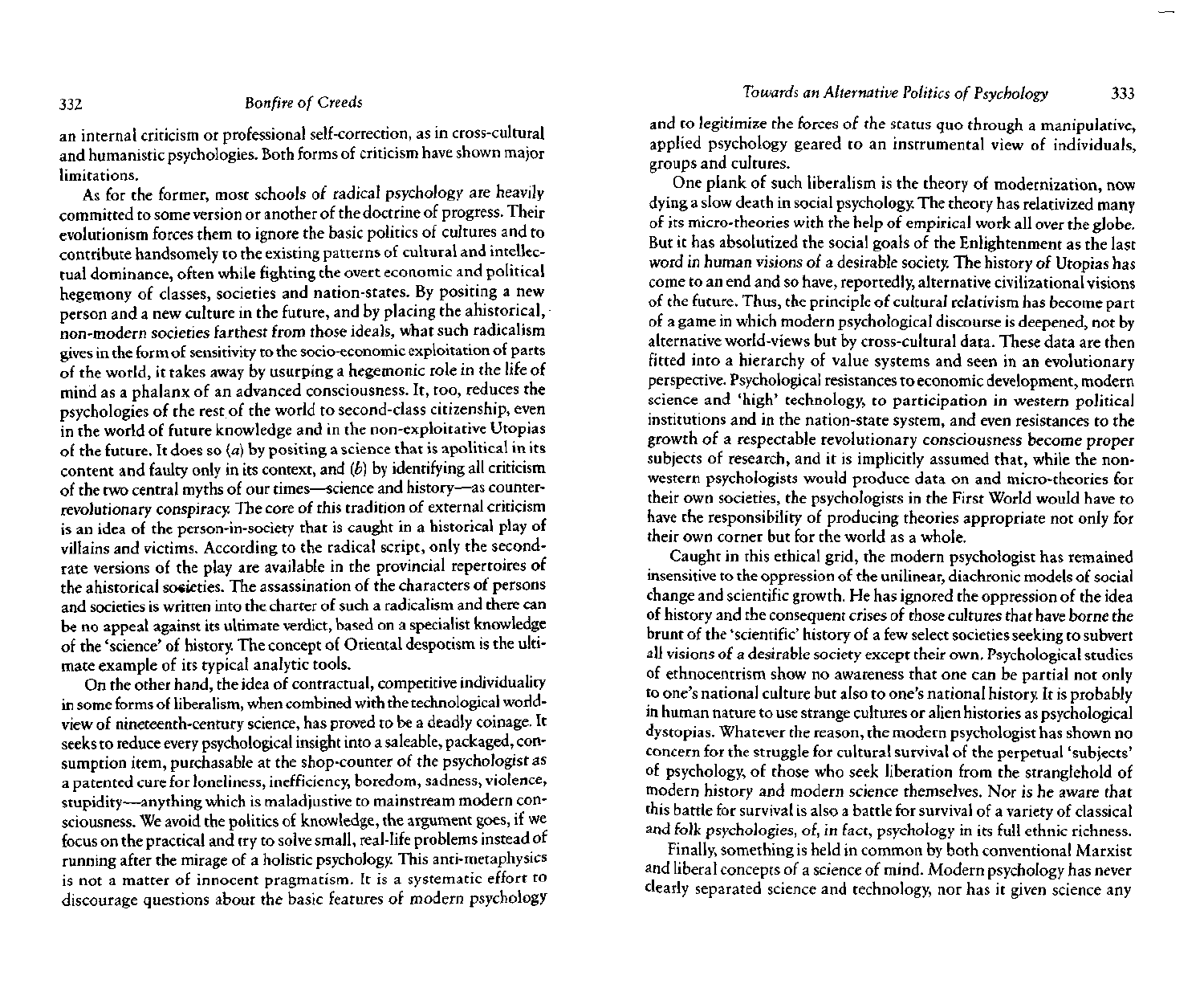an internal criticism or professional self-correction, as in cross-cultural and humanistic psychologies. Both forms of criticism have shown major limitations.

As for the former, most schools of radical psychology are heavily committed to some version or another of the doctrine of progress. Their evolutionism forces them to ignore the basic politics of cultures and to contribute handsomely to the existing patterns of cultural and intellectual dominance, often while fighting the overt economic and political hegemony of classes, societies and nation-states. By positing a new person and a new culture in the future, and by placing the ahistorical, non-modern societies farthest from those ideals, what such radicalism gives in the form of sensitivity to the socio-economic exploitation of parts of the world, it takes away by usurping a hegemonic role in the life of mind as a phalanx of an advanced consciousness. It, too, reduces the psychologies of the rest of the world to second-class citizenship, even in the world of future knowledge and in the non-exploitative Utopias of the future. It does so (*a*) by positing a science that is apolitical in its content and faulty only in its context, and (*b*) by identifying all criticism of the two central myths of our times—science and history—as counter-revolutionary conspiracy. The core of this tradition of external criticism is an idea of the person-in-society that is caught in a historical play of villains and victims. According to the radical script, only the second-rate versions of the play are available in the provincial repertoires of the ahistorical societies. The assassination of the characters of persons and societies is written into the charter of such a radicalism and there can be no appeal against its ultimate verdict, based on a specialist knowledge of the 'science' of history. The concept of Oriental despotism is the ultimate example of its typical analytic tools.

On the other hand, the idea of contractual, competitive individuality in some forms of liberalism, when combined with the technological world-view of nineteenth-century science, has proved to be a deadly coinage. It seeks to reduce every psychological insight into a saleable, packaged, consumption item, purchasable at the shop-counter of the psychologist as a patented cure for loneliness, inefficiency, boredom, sadness, violence, stupidity—anything which is maladjustive to mainstream modern consciousness. We avoid the politics of knowledge, the argument goes, if we focus on the practical and try to solve small, real-life problems instead of running after the mirage of a holistic psychology. This anti-metaphysics is not a matter of innocent pragmatism. It is a systematic effort to discourage questions about the basic features of modern psychology and to legitimize the forces of the status quo through a manipulative, applied psychology geared to an instrumental view of individuals, groups and cultures.

One plank of such liberalism is the theory of modernization, now dying a slow death in social psychology. The theory has relativized many of its micro-theories with the help of empirical work all over the globe. But it has absolutized the social goals of the Enlightenment as the last word in human visions of a desirable society. The history of Utopias has come to an end and so have, reportedly, alternative civilizational visions of the future. Thus, the principle of cultural relativism has become part of a game in which modern psychological discourse is deepened, not by alternative world-views but by cross-cultural data. These data are then fitted into a hierarchy of value systems and seen in an evolutionary perspective. Psychological resistances to economic development, modern science and 'high' technology, to participation in western political institutions and in the nation-state system, and even resistances to the growth of a respectable revolutionary consciousness become proper subjects of research, and it is implicitly assumed that, while the non-western psychologists would produce data on and micro-theories for their own societies, the psychologists in the First World would have to have the responsibility of producing theories appropriate not only for their own corner but for the world as a whole.

Caught in this ethical grid, the modern psychologist has remained insensitive to the oppression of the unilinear, diachronic models of social change and scientific growth. He has ignored the oppression of the idea of history and the consequent crises of those cultures that have borne the brunt of the 'scientific' history of a few select societies seeking to subvert all visions of a desirable society except their own. Psychological studies of ethnocentrism show no awareness that one can be partial not only to one's national culture but also to one's national history. It is probably in human nature to use strange cultures or alien histories as psychological dystopias. Whatever the reason, the modern psychologist has shown no concern for the struggle for cultural survival of the perpetual 'subjects' of psychology, of those who seek liberation from the stranglehold of modern history and modern science themselves. Nor is he aware that this battle for survival is also a battle for survival of a variety of classical and folk psychologies, of, in fact, psychology in its full ethnic richness.

Finally, something is held in common by both conventional Marxist and liberal concepts of a science of mind. Modern psychology has never clearly separated science and technology, nor has it given science any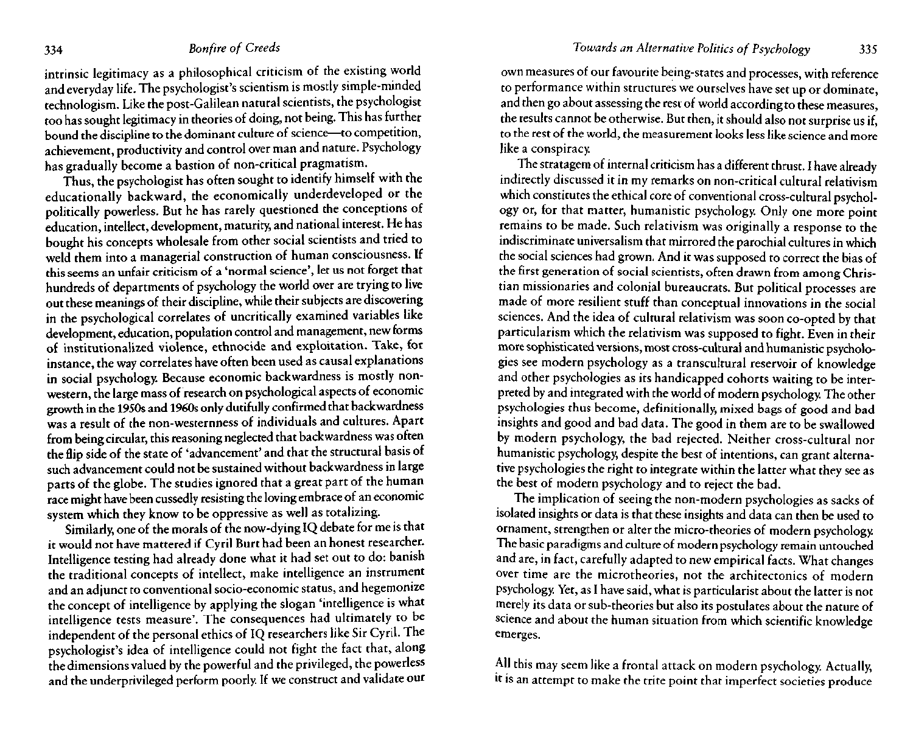intrinsic legitimacy as a philosophical criticism of the existing world and everyday life. The psychologist's scientism is mostly simple-minded technologism. Like the post-Galilean natural scientists, the psychologist too has sought legitimacy in theories of doing, not being. This has further bound the discipline to the dominant culture of science—to competition, achievement, productivity and control over man and nature. Psychology has gradually become a bastion of non-critical pragmatism.

Thus, the psychologist has often sought to identify himself with the educationally backward, the economically underdeveloped or the politically powerless. But he has rarely questioned the conceptions of education, intellect, development, maturity, and national interest. He has bought his concepts wholesale from other social scientists and tried to weld them into a managerial construction of human consciousness. If this seems an unfair criticism of a 'normal science', let us not forget that hundreds of departments of psychology the world over are trying to live out these meanings of their discipline, while their subjects are discovering in the psychological correlates of uncritically examined variables like development, education, population control and management, new forms of institutionalized violence, ethnocide and exploitation. Take, for instance, the way correlates have often been used as causal explanations in social psychology. Because economic backwardness is mostly non-western, the large mass of research on psychological aspects of economic growth in the 1950s and 1960s only dutifully confirmed that backwardness was a result of the non-westernness of individuals and cultures. Apart from being circular, this reasoning neglected that backwardness was often the flip side of the state of 'advancement' and that the structural basis of such advancement could not be sustained without backwardness in large parts of the globe. The studies ignored that a great part of the human race might have been cussedly resisting the loving embrace of an economic system which they know to be oppressive as well as totalizing.

Similarly, one of the morals of the now-dying IQ debate for me is that it would not have mattered if Cyril Burt had been an honest researcher. Intelligence testing had already done what it had set out to do: banish the traditional concepts of intellect, make intelligence an instrument and an adjunct to conventional socio-economic status, and hegemonize the concept of intelligence by applying the slogan 'intelligence is what intelligence tests measure'. The consequences had ultimately to be independent of the personal ethics of IQ researchers like Sir Cyril. The psychologist's idea of intelligence could not fight the fact that, along the dimensions valued by the powerful and the privileged, the powerless and the underprivileged perform poorly. If we construct and validate our own measures of our favourite being-states and processes, with reference to performance within structures we ourselves have set up or dominate, and then go about assessing the rest of world according to these measures, the results cannot be otherwise. But then, it should also not surprise us if, to the rest of the world, the measurement looks less like science and more like a conspiracy.

The stratagem of internal criticism has a different thrust. I have already indirectly discussed it in my remarks on non-critical cultural relativism which constitutes the ethical core of conventional cross-cultural psychology or, for that matter, humanistic psychology. Only one more point remains to be made. Such relativism was originally a response to the indiscriminate universalism that mirrored the parochial cultures in which the social sciences had grown. And it was supposed to correct the bias of the first generation of social scientists, often drawn from among Christian missionaries and colonial bureaucrats. But political processes are made of more resilient stuff than conceptual innovations in the social sciences. And the idea of cultural relativism was soon co-opted by that particularism which the relativism was supposed to fight. Even in their more sophisticated versions, most cross-cultural and humanistic psychologies see modern psychology as a transcultural reservoir of knowledge and other psychologies as its handicapped cohorts waiting to be interpreted by and integrated with the world of modern psychology. The other psychologies thus become, definitionally, mixed bags of good and bad insights and good and bad data. The good in them are to be swallowed by modern psychology, the bad rejected. Neither cross-cultural nor humanistic psychology, despite the best of intentions, can grant alternative psychologies the right to integrate within the latter what they see as the best of modern psychology and to reject the bad.

The implication of seeing the non-modern psychologies as sacks of isolated insights or data is that these insights and data can then be used to ornament, strengthen or alter the micro-theories of modern psychology. The basic paradigms and culture of modern psychology remain untouched and are, in fact, carefully adapted to new empirical facts. What changes over time are the microtheories, not the architectonics of modern psychology. Yet, as I have said, what is particularist about the latter is not merely its data or sub-theories but also its postulates about the nature of science and about the human situation from which scientific knowledge emerges.

All this may seem like a frontal attack on modern psychology. Actually, it is an attempt to make the trite point that imperfect societies produce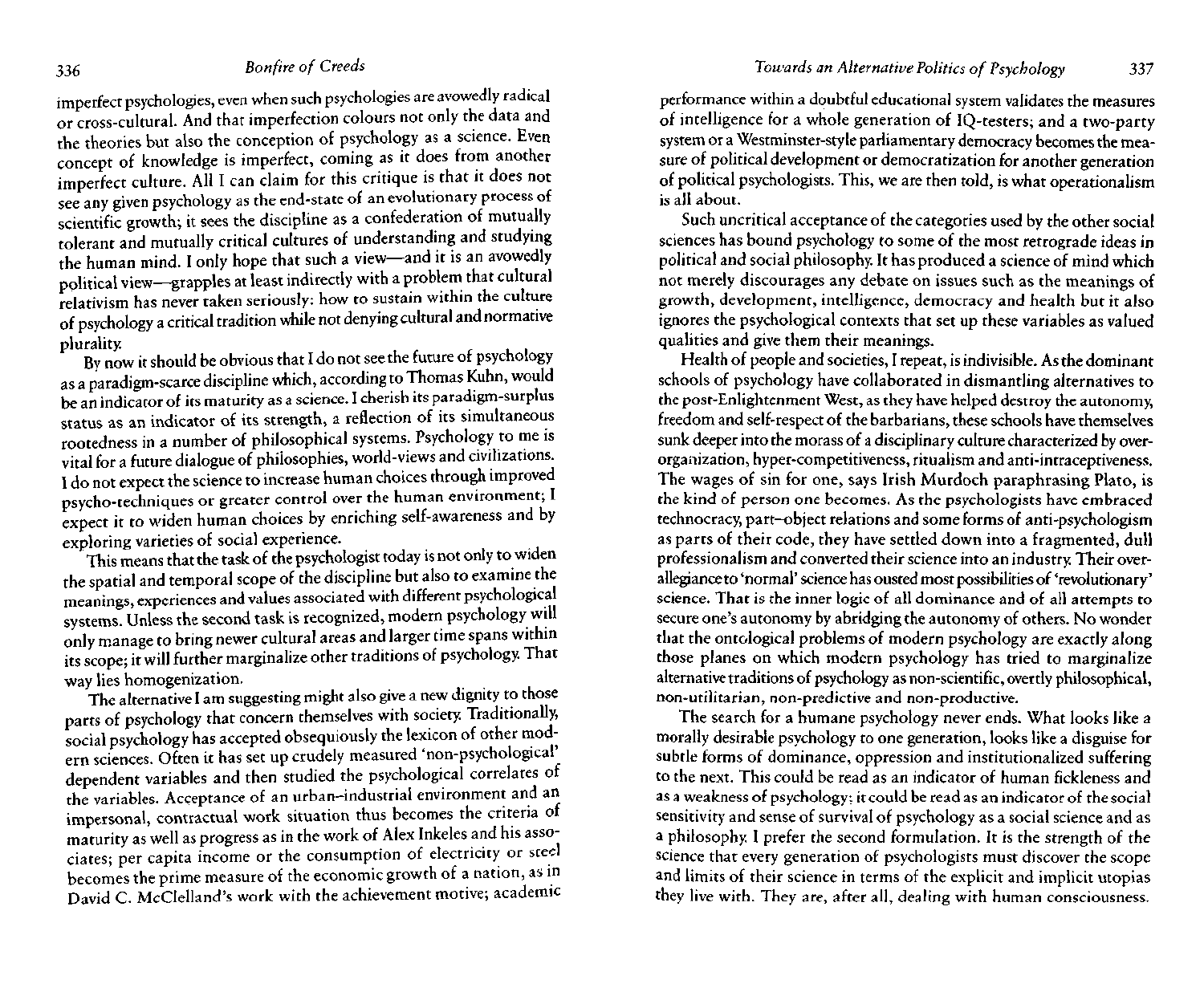imperfect psychologies, even when such psychologies are avowedly radical or cross-cultural. And that imperfection colours not only the data and the theories but also the conception of psychology as a science. Even concept of knowledge is imperfect, coming as it does from another imperfect culture. All I can claim for this critique is that it does not see any given psychology as the end-state of an evolutionary process of scientific growth; it sees the discipline as a confederation of mutually tolerant and mutually critical cultures of understanding and studying the human mind. I only hope that such a view—and it is an avowedly political view—grapples at least indirectly with a problem that cultural relativism has never taken seriously: how to sustain within the culture of psychology a critical tradition while not denying cultural and normative plurality.

By now it should be obvious that I do not see the future of psychology as a paradigm-scarce discipline which, according to Thomas Kuhn, would be an indicator of its maturity as a science. I cherish its paradigm-surplus status as an indicator of its strength, a reflection of its simultaneous rootedness in a number of philosophical systems. Psychology to me is vital for a future dialogue of philosophies, world-views and civilizations. I do not expect the science to increase human choices through improved psycho-techniques or greater control over the human environment; I expect it to widen human choices by enriching self-awareness and by exploring varieties of social experience.

This means that the task of the psychologist today is not only to widen the spatial and temporal scope of the discipline but also to examine the meanings, experiences and values associated with different psychological systems. Unless the second task is recognized, modern psychology will only manage to bring newer cultural areas and larger time spans within its scope; it will further marginalize other traditions of psychology. That way lies homogenization.

The alternative I am suggesting might also give a new dignity to those parts of psychology that concern themselves with society. Traditionally, social psychology has accepted obsequiously the lexicon of other modern sciences. Often it has set up crudely measured 'non-psychological' dependent variables and then studied the psychological correlates of the variables. Acceptance of an urban–industrial environment and an impersonal, contractual work situation thus becomes the criteria of maturity as well as progress as in the work of Alex Inkeles and his associates; per capita income or the consumption of electricity or steel becomes the prime measure of the economic growth of a nation, as in David C. McClelland's work with the achievement motive; academic performance within a doubtful educational system validates the measures of intelligence for a whole generation of IQ-testers; and a two-party system or a Westminster-style parliamentary democracy becomes the measure of political development or democratization for another generation of political psychologists. This, we are then told, is what operationalism is all about.

Such uncritical acceptance of the categories used by the other social sciences has bound psychology to some of the most retrograde ideas in political and social philosophy. It has produced a science of mind which not merely discourages any debate on issues such as the meanings of growth, development, intelligence, democracy and health but it also ignores the psychological contexts that set up these variables as valued qualities and give them their meanings.

Health of people and societies, I repeat, is indivisible. As the dominant schools of psychology have collaborated in dismantling alternatives to the post-Enlightenment West, as they have helped destroy the autonomy, freedom and self-respect of the barbarians, these schools have themselves sunk deeper into the morass of a disciplinary culture characterized by over-organization, hyper-competitiveness, ritualism and anti-intraceptiveness. The wages of sin for one, says Irish Murdoch paraphrasing Plato, is the kind of person one becomes. As the psychologists have embraced technocracy, part-object relations and some forms of anti-psychologism as parts of their code, they have settled down into a fragmented, dull professionalism and converted their science into an industry. Their over-allegiance to 'normal' science has ousted most possibilities of 'revolutionary' science. That is the inner logic of all dominance and of all attempts to secure one's autonomy by abridging the autonomy of others. No wonder that the ontological problems of modern psychology are exactly along those planes on which modern psychology has tried to marginalize alternative traditions of psychology as non-scientific, overtly philosophical, non-utilitarian, non-predictive and non-productive.

The search for a humane psychology never ends. What looks like a morally desirable psychology to one generation, looks like a disguise for subtle forms of dominance, oppression and institutionalized suffering to the next. This could be read as an indicator of human fickleness and as a weakness of psychology; it could be read as an indicator of the social sensitivity and sense of survival of psychology as a social science and as a philosophy. I prefer the second formulation. It is the strength of the science that every generation of psychologists must discover the scope and limits of their science in terms of the explicit and implicit utopias they live with. They are, after all, dealing with human consciousness.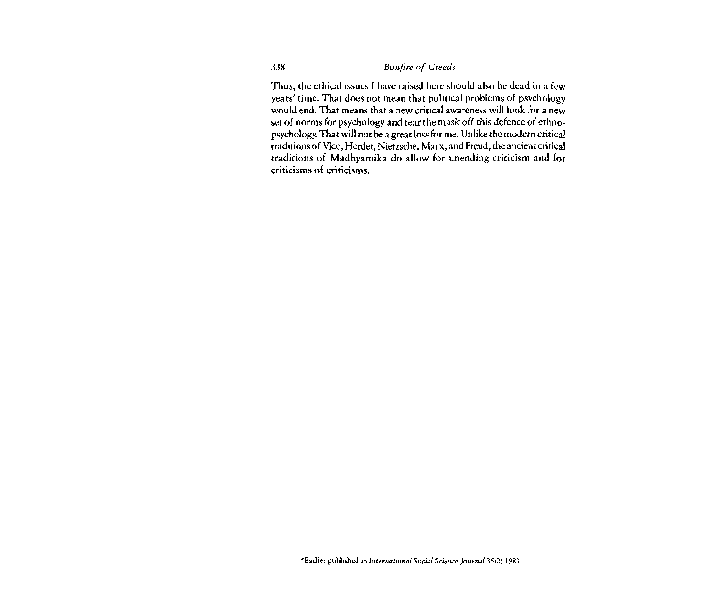Thus, the ethical issues I have raised here should also be dead in a few years' time. That does not mean that political problems of psychology would end. That means that a new critical awareness will look for a new set of norms for psychology and tear the mask off this defence of ethno-psychology. That will not be a great loss for me. Unlike the modern critical traditions of Vico, Herder, Nietzsche, Marx, and Freud, the ancient critical traditions of Madhyamika do allow for unending criticism and for criticisms of criticisms.

*Earlier published in *International Social Science Journal* 35(2) 1983.